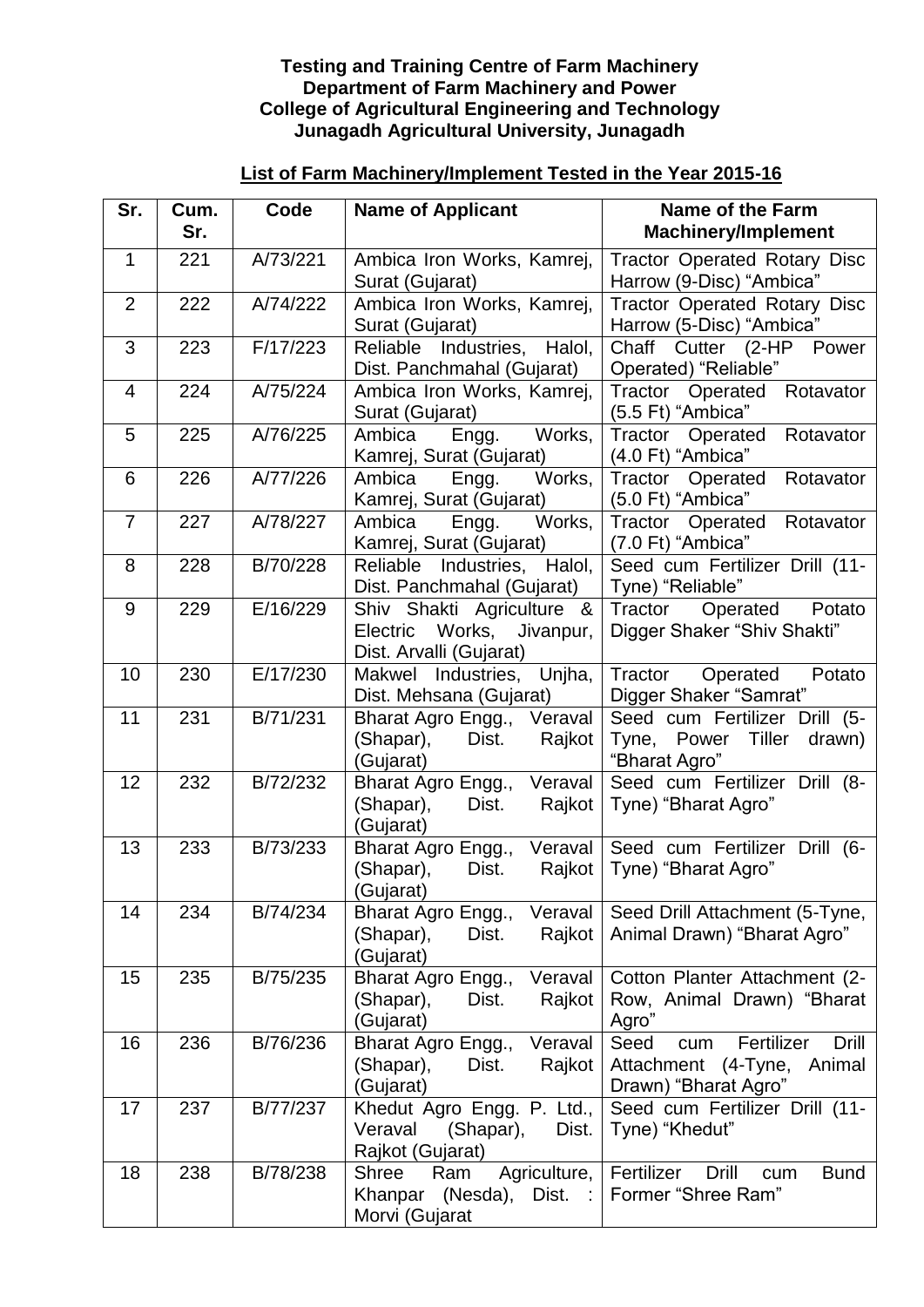**Testing and Training Centre of Farm Machinery**
**Department of Farm Machinery and Power**
**College of Agricultural Engineering and Technology**
**Junagadh Agricultural University, Junagadh**

## List of Farm Machinery/Implement Tested in the Year 2015-16

| Sr. | Cum. Sr. | Code | Name of Applicant | Name of the Farm Machinery/Implement |
|---|---|---|---|---|
| 1 | 221 | A/73/221 | Ambica Iron Works, Kamrej, Surat (Gujarat) | Tractor Operated Rotary Disc Harrow (9-Disc) "Ambica" |
| 2 | 222 | A/74/222 | Ambica Iron Works, Kamrej, Surat (Gujarat) | Tractor Operated Rotary Disc Harrow (5-Disc) "Ambica" |
| 3 | 223 | F/17/223 | Reliable Industries, Halol, Dist. Panchmahal (Gujarat) | Chaff Cutter (2-HP Power Operated) "Reliable" |
| 4 | 224 | A/75/224 | Ambica Iron Works, Kamrej, Surat (Gujarat) | Tractor Operated Rotavator (5.5 Ft) "Ambica" |
| 5 | 225 | A/76/225 | Ambica Engg. Works, Kamrej, Surat (Gujarat) | Tractor Operated Rotavator (4.0 Ft) "Ambica" |
| 6 | 226 | A/77/226 | Ambica Engg. Works, Kamrej, Surat (Gujarat) | Tractor Operated Rotavator (5.0 Ft) "Ambica" |
| 7 | 227 | A/78/227 | Ambica Engg. Works, Kamrej, Surat (Gujarat) | Tractor Operated Rotavator (7.0 Ft) "Ambica" |
| 8 | 228 | B/70/228 | Reliable Industries, Halol, Dist. Panchmahal (Gujarat) | Seed cum Fertilizer Drill (11-Tyne) "Reliable" |
| 9 | 229 | E/16/229 | Shiv Shakti Agriculture & Electric Works, Jivanpur, Dist. Arvalli (Gujarat) | Tractor Operated Potato Digger Shaker "Shiv Shakti" |
| 10 | 230 | E/17/230 | Makwel Industries, Unjha, Dist. Mehsana (Gujarat) | Tractor Operated Potato Digger Shaker "Samrat" |
| 11 | 231 | B/71/231 | Bharat Agro Engg., Veraval (Shapar), Dist. Rajkot (Gujarat) | Seed cum Fertilizer Drill (5-Tyne, Power Tiller drawn) "Bharat Agro" |
| 12 | 232 | B/72/232 | Bharat Agro Engg., Veraval (Shapar), Dist. Rajkot (Gujarat) | Seed cum Fertilizer Drill (8-Tyne) "Bharat Agro" |
| 13 | 233 | B/73/233 | Bharat Agro Engg., Veraval (Shapar), Dist. Rajkot (Gujarat) | Seed cum Fertilizer Drill (6-Tyne) "Bharat Agro" |
| 14 | 234 | B/74/234 | Bharat Agro Engg., Veraval (Shapar), Dist. Rajkot (Gujarat) | Seed Drill Attachment (5-Tyne, Animal Drawn) "Bharat Agro" |
| 15 | 235 | B/75/235 | Bharat Agro Engg., Veraval (Shapar), Dist. Rajkot (Gujarat) | Cotton Planter Attachment (2-Row, Animal Drawn) "Bharat Agro" |
| 16 | 236 | B/76/236 | Bharat Agro Engg., Veraval (Shapar), Dist. Rajkot (Gujarat) | Seed cum Fertilizer Drill Attachment (4-Tyne, Animal Drawn) "Bharat Agro" |
| 17 | 237 | B/77/237 | Khedut Agro Engg. P. Ltd., Veraval (Shapar), Dist. Rajkot (Gujarat) | Seed cum Fertilizer Drill (11-Tyne) "Khedut" |
| 18 | 238 | B/78/238 | Shree Ram Agriculture, Khanpar (Nesda), Dist. : Morvi (Gujarat | Fertilizer Drill cum Bund Former "Shree Ram" |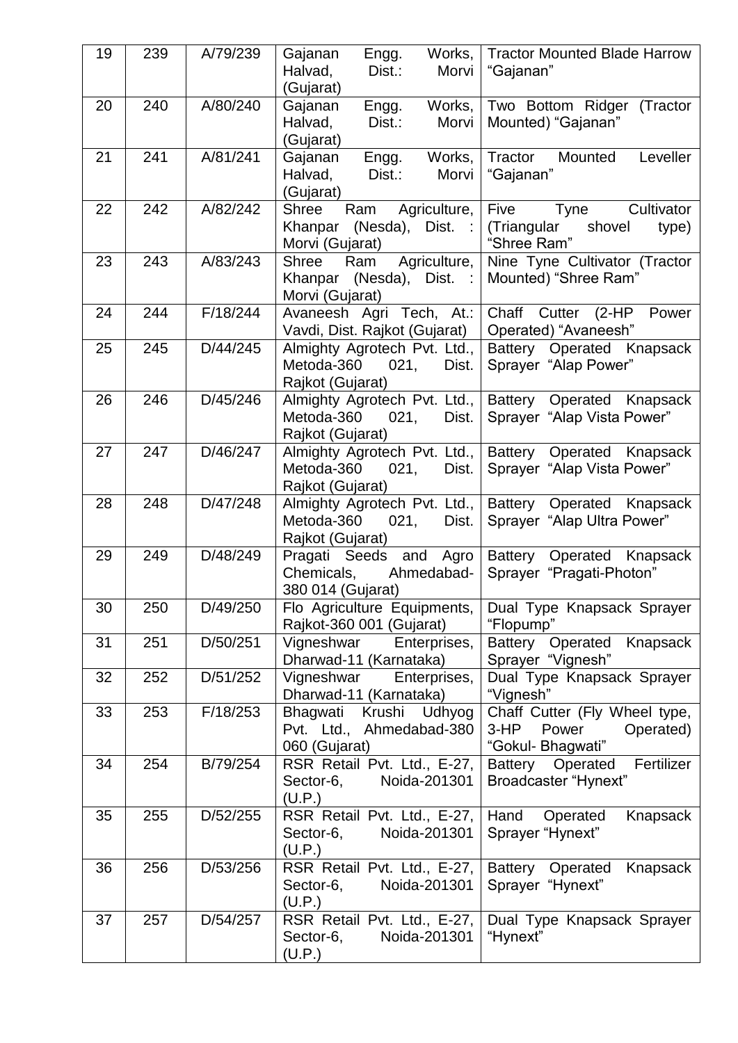| 19 | 239 | A/79/239 | Gajanan Engg. Works, Halvad, Dist.: Morvi (Gujarat) | Tractor Mounted Blade Harrow "Gajanan" |
|---|---|---|---|---|
| 20 | 240 | A/80/240 | Gajanan Engg. Works, Halvad, Dist.: Morvi (Gujarat) | Two Bottom Ridger (Tractor Mounted) "Gajanan" |
| 21 | 241 | A/81/241 | Gajanan Engg. Works, Halvad, Dist.: Morvi (Gujarat) | Tractor Mounted Leveller "Gajanan" |
| 22 | 242 | A/82/242 | Shree Ram Agriculture, Khanpar (Nesda), Dist. : Morvi (Gujarat) | Five Tyne Cultivator (Triangular shovel type) "Shree Ram" |
| 23 | 243 | A/83/243 | Shree Ram Agriculture, Khanpar (Nesda), Dist. : Morvi (Gujarat) | Nine Tyne Cultivator (Tractor Mounted) "Shree Ram" |
| 24 | 244 | F/18/244 | Avaneesh Agri Tech, At.: Vavdi, Dist. Rajkot (Gujarat) | Chaff Cutter (2-HP Power Operated) "Avaneesh" |
| 25 | 245 | D/44/245 | Almighty Agrotech Pvt. Ltd., Metoda-360 021, Dist. Rajkot (Gujarat) | Battery Operated Knapsack Sprayer "Alap Power" |
| 26 | 246 | D/45/246 | Almighty Agrotech Pvt. Ltd., Metoda-360 021, Dist. Rajkot (Gujarat) | Battery Operated Knapsack Sprayer "Alap Vista Power" |
| 27 | 247 | D/46/247 | Almighty Agrotech Pvt. Ltd., Metoda-360 021, Dist. Rajkot (Gujarat) | Battery Operated Knapsack Sprayer "Alap Vista Power" |
| 28 | 248 | D/47/248 | Almighty Agrotech Pvt. Ltd., Metoda-360 021, Dist. Rajkot (Gujarat) | Battery Operated Knapsack Sprayer "Alap Ultra Power" |
| 29 | 249 | D/48/249 | Pragati Seeds and Agro Chemicals, Ahmedabad-380 014 (Gujarat) | Battery Operated Knapsack Sprayer "Pragati-Photon" |
| 30 | 250 | D/49/250 | Flo Agriculture Equipments, Rajkot-360 001 (Gujarat) | Dual Type Knapsack Sprayer "Flopump" |
| 31 | 251 | D/50/251 | Vigneshwar Enterprises, Dharwad-11 (Karnataka) | Battery Operated Knapsack Sprayer "Vignesh" |
| 32 | 252 | D/51/252 | Vigneshwar Enterprises, Dharwad-11 (Karnataka) | Dual Type Knapsack Sprayer "Vignesh" |
| 33 | 253 | F/18/253 | Bhagwati Krushi Udhyog Pvt. Ltd., Ahmedabad-380 060 (Gujarat) | Chaff Cutter (Fly Wheel type, 3-HP Power Operated) "Gokul- Bhagwati" |
| 34 | 254 | B/79/254 | RSR Retail Pvt. Ltd., E-27, Sector-6, Noida-201301 (U.P.) | Battery Operated Fertilizer Broadcaster "Hynext" |
| 35 | 255 | D/52/255 | RSR Retail Pvt. Ltd., E-27, Sector-6, Noida-201301 (U.P.) | Hand Operated Knapsack Sprayer "Hynext" |
| 36 | 256 | D/53/256 | RSR Retail Pvt. Ltd., E-27, Sector-6, Noida-201301 (U.P.) | Battery Operated Knapsack Sprayer "Hynext" |
| 37 | 257 | D/54/257 | RSR Retail Pvt. Ltd., E-27, Sector-6, Noida-201301 (U.P.) | Dual Type Knapsack Sprayer "Hynext" |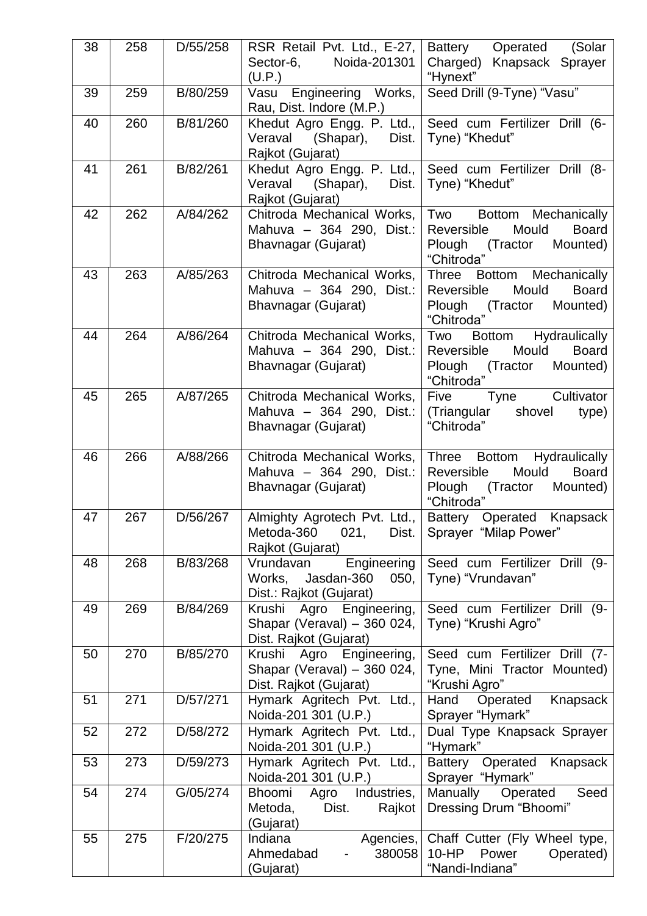| 38 | 258 | D/55/258 | RSR Retail Pvt. Ltd., E-27, Sector-6, Noida-201301 (U.P.) | Battery Operated (Solar Charged) Knapsack Sprayer "Hynext" |
|---|---|---|---|---|
| 39 | 259 | B/80/259 | Vasu Engineering Works, Rau, Dist. Indore (M.P.) | Seed Drill (9-Tyne) "Vasu" |
| 40 | 260 | B/81/260 | Khedut Agro Engg. P. Ltd., Veraval (Shapar), Dist. Rajkot (Gujarat) | Seed cum Fertilizer Drill (6-Tyne) "Khedut" |
| 41 | 261 | B/82/261 | Khedut Agro Engg. P. Ltd., Veraval (Shapar), Dist. Rajkot (Gujarat) | Seed cum Fertilizer Drill (8-Tyne) "Khedut" |
| 42 | 262 | A/84/262 | Chitroda Mechanical Works, Mahuva – 364 290, Dist.: Bhavnagar (Gujarat) | Two Bottom Mechanically Reversible Mould Board Plough (Tractor Mounted) "Chitroda" |
| 43 | 263 | A/85/263 | Chitroda Mechanical Works, Mahuva – 364 290, Dist.: Bhavnagar (Gujarat) | Three Bottom Mechanically Reversible Mould Board Plough (Tractor Mounted) "Chitroda" |
| 44 | 264 | A/86/264 | Chitroda Mechanical Works, Mahuva – 364 290, Dist.: Bhavnagar (Gujarat) | Two Bottom Hydraulically Reversible Mould Board Plough (Tractor Mounted) "Chitroda" |
| 45 | 265 | A/87/265 | Chitroda Mechanical Works, Mahuva – 364 290, Dist.: Bhavnagar (Gujarat) | Five Tyne Cultivator (Triangular shovel type) "Chitroda" |
| 46 | 266 | A/88/266 | Chitroda Mechanical Works, Mahuva – 364 290, Dist.: Bhavnagar (Gujarat) | Three Bottom Hydraulically Reversible Mould Board Plough (Tractor Mounted) "Chitroda" |
| 47 | 267 | D/56/267 | Almighty Agrotech Pvt. Ltd., Metoda-360 021, Dist. Rajkot (Gujarat) | Battery Operated Knapsack Sprayer "Milap Power" |
| 48 | 268 | B/83/268 | Vrundavan Engineering Works, Jasdan-360 050, Dist.: Rajkot (Gujarat) | Seed cum Fertilizer Drill (9-Tyne) "Vrundavan" |
| 49 | 269 | B/84/269 | Krushi Agro Engineering, Shapar (Veraval) – 360 024, Dist. Rajkot (Gujarat) | Seed cum Fertilizer Drill (9-Tyne) "Krushi Agro" |
| 50 | 270 | B/85/270 | Krushi Agro Engineering, Shapar (Veraval) – 360 024, Dist. Rajkot (Gujarat) | Seed cum Fertilizer Drill (7-Tyne, Mini Tractor Mounted) "Krushi Agro" |
| 51 | 271 | D/57/271 | Hymark Agritech Pvt. Ltd., Noida-201 301 (U.P.) | Hand Operated Knapsack Sprayer "Hymark" |
| 52 | 272 | D/58/272 | Hymark Agritech Pvt. Ltd., Noida-201 301 (U.P.) | Dual Type Knapsack Sprayer "Hymark" |
| 53 | 273 | D/59/273 | Hymark Agritech Pvt. Ltd., Noida-201 301 (U.P.) | Battery Operated Knapsack Sprayer "Hymark" |
| 54 | 274 | G/05/274 | Bhoomi Agro Industries, Metoda, Dist. Rajkot (Gujarat) | Manually Operated Seed Dressing Drum "Bhoomi" |
| 55 | 275 | F/20/275 | Indiana Agencies, Ahmedabad - 380058 (Gujarat) | Chaff Cutter (Fly Wheel type, 10-HP Power Operated) "Nandi-Indiana" |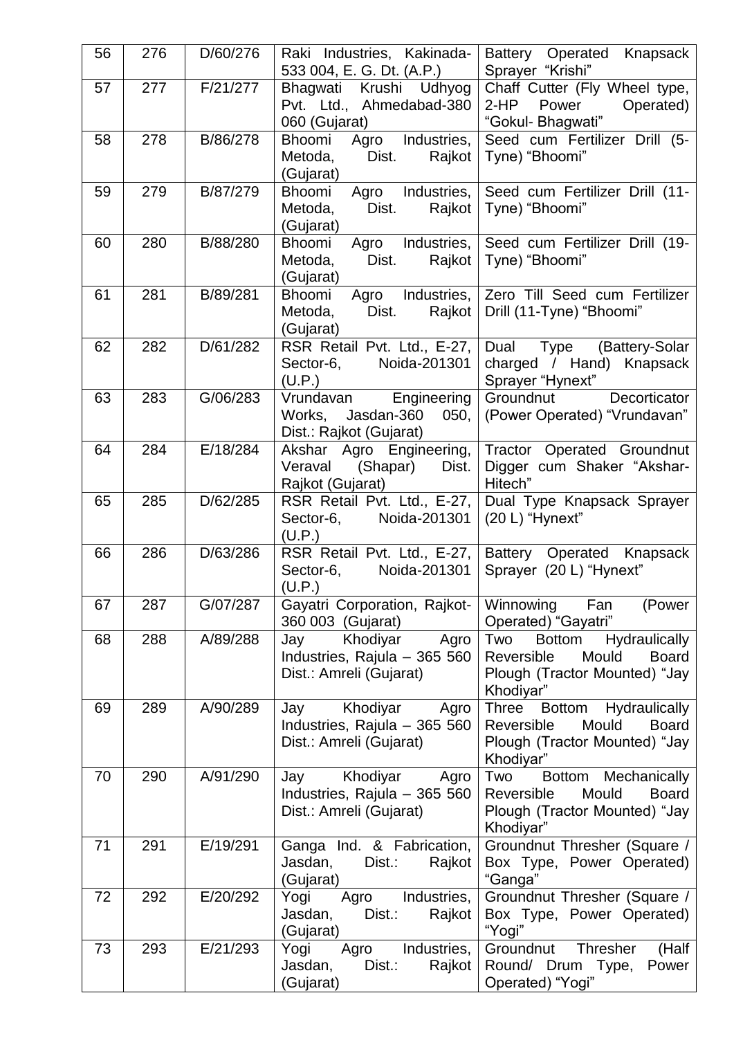| 56 | 276 | D/60/276 | Raki Industries, Kakinada-533 004, E. G. Dt. (A.P.) | Battery Operated Knapsack Sprayer "Krishi" |
|---|---|---|---|---|
| 57 | 277 | F/21/277 | Bhagwati Krushi Udhyog Pvt. Ltd., Ahmedabad-380 060 (Gujarat) | Chaff Cutter (Fly Wheel type, 2-HP Power Operated) "Gokul- Bhagwati" |
| 58 | 278 | B/86/278 | Bhoomi Agro Industries, Metoda, Dist. Rajkot (Gujarat) | Seed cum Fertilizer Drill (5-Tyne) "Bhoomi" |
| 59 | 279 | B/87/279 | Bhoomi Agro Industries, Metoda, Dist. Rajkot (Gujarat) | Seed cum Fertilizer Drill (11-Tyne) "Bhoomi" |
| 60 | 280 | B/88/280 | Bhoomi Agro Industries, Metoda, Dist. Rajkot (Gujarat) | Seed cum Fertilizer Drill (19-Tyne) "Bhoomi" |
| 61 | 281 | B/89/281 | Bhoomi Agro Industries, Metoda, Dist. Rajkot (Gujarat) | Zero Till Seed cum Fertilizer Drill (11-Tyne) "Bhoomi" |
| 62 | 282 | D/61/282 | RSR Retail Pvt. Ltd., E-27, Sector-6, Noida-201301 (U.P.) | Dual Type (Battery-Solar charged / Hand) Knapsack Sprayer "Hynext" |
| 63 | 283 | G/06/283 | Vrundavan Engineering Works, Jasdan-360 050, Dist.: Rajkot (Gujarat) | Groundnut Decorticator (Power Operated) "Vrundavan" |
| 64 | 284 | E/18/284 | Akshar Agro Engineering, Veraval (Shapar) Dist. Rajkot (Gujarat) | Tractor Operated Groundnut Digger cum Shaker "Akshar-Hitech" |
| 65 | 285 | D/62/285 | RSR Retail Pvt. Ltd., E-27, Sector-6, Noida-201301 (U.P.) | Dual Type Knapsack Sprayer (20 L) "Hynext" |
| 66 | 286 | D/63/286 | RSR Retail Pvt. Ltd., E-27, Sector-6, Noida-201301 (U.P.) | Battery Operated Knapsack Sprayer (20 L) "Hynext" |
| 67 | 287 | G/07/287 | Gayatri Corporation, Rajkot-360 003 (Gujarat) | Winnowing Fan (Power Operated) "Gayatri" |
| 68 | 288 | A/89/288 | Jay Khodiyar Agro Industries, Rajula – 365 560 Dist.: Amreli (Gujarat) | Two Bottom Hydraulically Reversible Mould Board Plough (Tractor Mounted) "Jay Khodiyar" |
| 69 | 289 | A/90/289 | Jay Khodiyar Agro Industries, Rajula – 365 560 Dist.: Amreli (Gujarat) | Three Bottom Hydraulically Reversible Mould Board Plough (Tractor Mounted) "Jay Khodiyar" |
| 70 | 290 | A/91/290 | Jay Khodiyar Agro Industries, Rajula – 365 560 Dist.: Amreli (Gujarat) | Two Bottom Mechanically Reversible Mould Board Plough (Tractor Mounted) "Jay Khodiyar" |
| 71 | 291 | E/19/291 | Ganga Ind. & Fabrication, Jasdan, Dist.: Rajkot (Gujarat) | Groundnut Thresher (Square / Box Type, Power Operated) "Ganga" |
| 72 | 292 | E/20/292 | Yogi Agro Industries, Jasdan, Dist.: Rajkot (Gujarat) | Groundnut Thresher (Square / Box Type, Power Operated) "Yogi" |
| 73 | 293 | E/21/293 | Yogi Agro Industries, Jasdan, Dist.: Rajkot (Gujarat) | Groundnut Thresher (Half Round/ Drum Type, Power Operated) "Yogi" |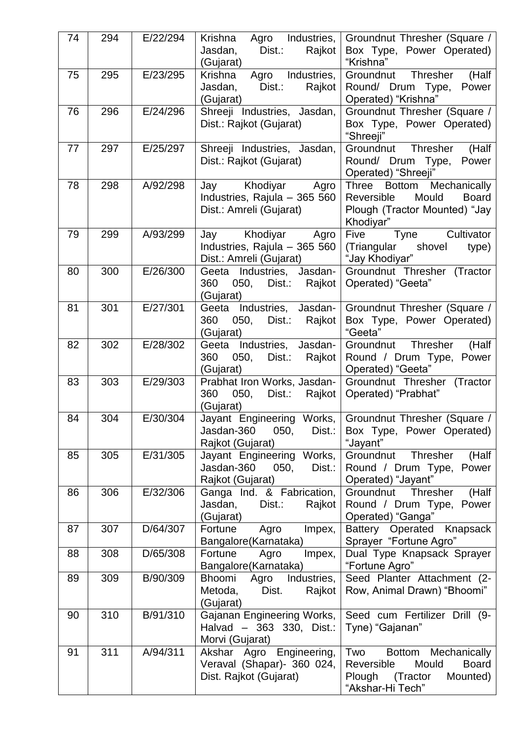| 74 | 294 | E/22/294 | Krishna Agro Industries, Jasdan, Dist.: Rajkot (Gujarat) | Groundnut Thresher (Square / Box Type, Power Operated) "Krishna" |
|---|---|---|---|---|
| 75 | 295 | E/23/295 | Krishna Agro Industries, Jasdan, Dist.: Rajkot (Gujarat) | Groundnut Thresher (Half Round/ Drum Type, Power Operated) "Krishna" |
| 76 | 296 | E/24/296 | Shreeji Industries, Jasdan, Dist.: Rajkot (Gujarat) | Groundnut Thresher (Square / Box Type, Power Operated) "Shreeji" |
| 77 | 297 | E/25/297 | Shreeji Industries, Jasdan, Dist.: Rajkot (Gujarat) | Groundnut Thresher (Half Round/ Drum Type, Power Operated) "Shreeji" |
| 78 | 298 | A/92/298 | Jay Khodiyar Agro Industries, Rajula – 365 560 Dist.: Amreli (Gujarat) | Three Bottom Mechanically Reversible Mould Board Plough (Tractor Mounted) "Jay Khodiyar" |
| 79 | 299 | A/93/299 | Jay Khodiyar Agro Industries, Rajula – 365 560 Dist.: Amreli (Gujarat) | Five Tyne Cultivator (Triangular shovel type) "Jay Khodiyar" |
| 80 | 300 | E/26/300 | Geeta Industries, Jasdan-360 050, Dist.: Rajkot (Gujarat) | Groundnut Thresher (Tractor Operated) "Geeta" |
| 81 | 301 | E/27/301 | Geeta Industries, Jasdan-360 050, Dist.: Rajkot (Gujarat) | Groundnut Thresher (Square / Box Type, Power Operated) "Geeta" |
| 82 | 302 | E/28/302 | Geeta Industries, Jasdan-360 050, Dist.: Rajkot (Gujarat) | Groundnut Thresher (Half Round / Drum Type, Power Operated) "Geeta" |
| 83 | 303 | E/29/303 | Prabhat Iron Works, Jasdan-360 050, Dist.: Rajkot (Gujarat) | Groundnut Thresher (Tractor Operated) "Prabhat" |
| 84 | 304 | E/30/304 | Jayant Engineering Works, Jasdan-360 050, Dist.: Rajkot (Gujarat) | Groundnut Thresher (Square / Box Type, Power Operated) "Jayant" |
| 85 | 305 | E/31/305 | Jayant Engineering Works, Jasdan-360 050, Dist.: Rajkot (Gujarat) | Groundnut Thresher (Half Round / Drum Type, Power Operated) "Jayant" |
| 86 | 306 | E/32/306 | Ganga Ind. & Fabrication, Jasdan, Dist.: Rajkot (Gujarat) | Groundnut Thresher (Half Round / Drum Type, Power Operated) "Ganga" |
| 87 | 307 | D/64/307 | Fortune Agro Impex, Bangalore(Karnataka) | Battery Operated Knapsack Sprayer "Fortune Agro" |
| 88 | 308 | D/65/308 | Fortune Agro Impex, Bangalore(Karnataka) | Dual Type Knapsack Sprayer "Fortune Agro" |
| 89 | 309 | B/90/309 | Bhoomi Agro Industries, Metoda, Dist. Rajkot (Gujarat) | Seed Planter Attachment (2-Row, Animal Drawn) "Bhoomi" |
| 90 | 310 | B/91/310 | Gajanan Engineering Works, Halvad – 363 330, Dist.: Morvi (Gujarat) | Seed cum Fertilizer Drill (9-Tyne) "Gajanan" |
| 91 | 311 | A/94/311 | Akshar Agro Engineering, Veraval (Shapar)- 360 024, Dist. Rajkot (Gujarat) | Two Bottom Mechanically Reversible Mould Board Plough (Tractor Mounted) "Akshar-Hi Tech" |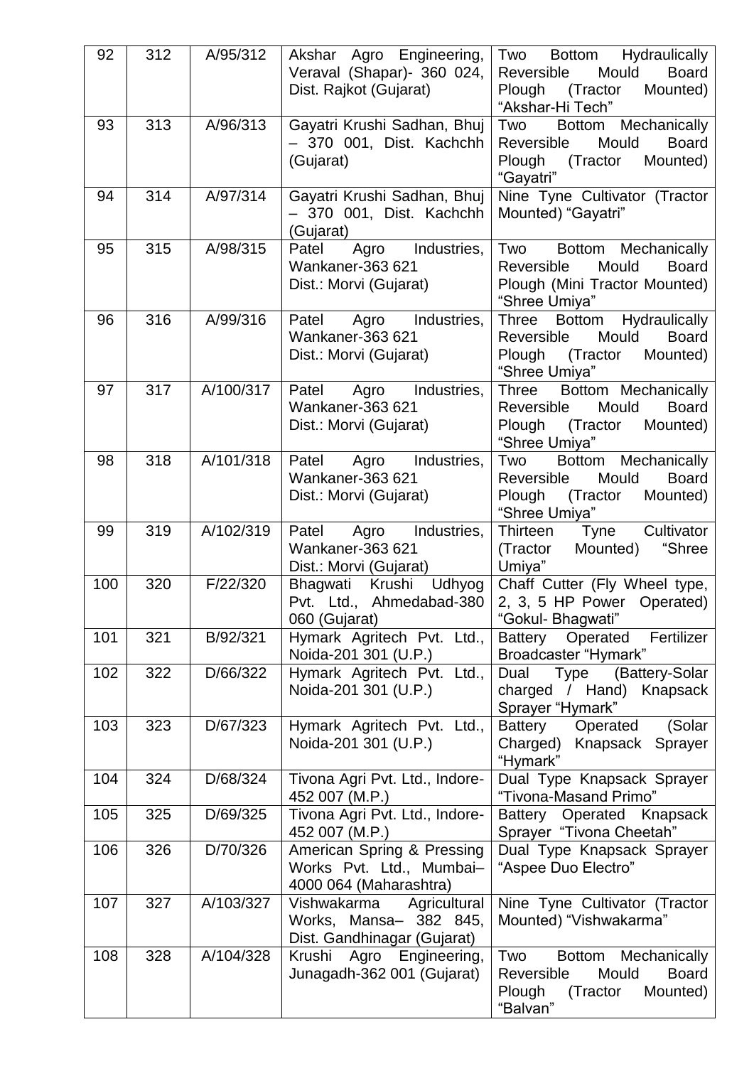| 92 | 312 | A/95/312 | Akshar Agro Engineering, Veraval (Shapar)- 360 024, Dist. Rajkot (Gujarat) | Two Bottom Hydraulically Reversible Mould Board Plough (Tractor Mounted) "Akshar-Hi Tech" |
|---|---|---|---|---|
| 93 | 313 | A/96/313 | Gayatri Krushi Sadhan, Bhuj – 370 001, Dist. Kachchh (Gujarat) | Two Bottom Mechanically Reversible Mould Board Plough (Tractor Mounted) "Gayatri" |
| 94 | 314 | A/97/314 | Gayatri Krushi Sadhan, Bhuj – 370 001, Dist. Kachchh (Gujarat) | Nine Tyne Cultivator (Tractor Mounted) "Gayatri" |
| 95 | 315 | A/98/315 | Patel Agro Industries, Wankaner-363 621 Dist.: Morvi (Gujarat) | Two Bottom Mechanically Reversible Mould Board Plough (Mini Tractor Mounted) "Shree Umiya" |
| 96 | 316 | A/99/316 | Patel Agro Industries, Wankaner-363 621 Dist.: Morvi (Gujarat) | Three Bottom Hydraulically Reversible Mould Board Plough (Tractor Mounted) "Shree Umiya" |
| 97 | 317 | A/100/317 | Patel Agro Industries, Wankaner-363 621 Dist.: Morvi (Gujarat) | Three Bottom Mechanically Reversible Mould Board Plough (Tractor Mounted) "Shree Umiya" |
| 98 | 318 | A/101/318 | Patel Agro Industries, Wankaner-363 621 Dist.: Morvi (Gujarat) | Two Bottom Mechanically Reversible Mould Board Plough (Tractor Mounted) "Shree Umiya" |
| 99 | 319 | A/102/319 | Patel Agro Industries, Wankaner-363 621 Dist.: Morvi (Gujarat) | Thirteen Tyne Cultivator (Tractor Mounted) "Shree Umiya" |
| 100 | 320 | F/22/320 | Bhagwati Krushi Udhyog Pvt. Ltd., Ahmedabad-380 060 (Gujarat) | Chaff Cutter (Fly Wheel type, 2, 3, 5 HP Power Operated) "Gokul- Bhagwati" |
| 101 | 321 | B/92/321 | Hymark Agritech Pvt. Ltd., Noida-201 301 (U.P.) | Battery Operated Fertilizer Broadcaster "Hymark" |
| 102 | 322 | D/66/322 | Hymark Agritech Pvt. Ltd., Noida-201 301 (U.P.) | Dual Type (Battery-Solar charged / Hand) Knapsack Sprayer "Hymark" |
| 103 | 323 | D/67/323 | Hymark Agritech Pvt. Ltd., Noida-201 301 (U.P.) | Battery Operated (Solar Charged) Knapsack Sprayer "Hymark" |
| 104 | 324 | D/68/324 | Tivona Agri Pvt. Ltd., Indore-452 007 (M.P.) | Dual Type Knapsack Sprayer "Tivona-Masand Primo" |
| 105 | 325 | D/69/325 | Tivona Agri Pvt. Ltd., Indore-452 007 (M.P.) | Battery Operated Knapsack Sprayer "Tivona Cheetah" |
| 106 | 326 | D/70/326 | American Spring & Pressing Works Pvt. Ltd., Mumbai– 4000 064 (Maharashtra) | Dual Type Knapsack Sprayer "Aspee Duo Electro" |
| 107 | 327 | A/103/327 | Vishwakarma Agricultural Works, Mansa– 382 845, Dist. Gandhinagar (Gujarat) | Nine Tyne Cultivator (Tractor Mounted) "Vishwakarma" |
| 108 | 328 | A/104/328 | Krushi Agro Engineering, Junagadh-362 001 (Gujarat) | Two Bottom Mechanically Reversible Mould Board Plough (Tractor Mounted) "Balvan" |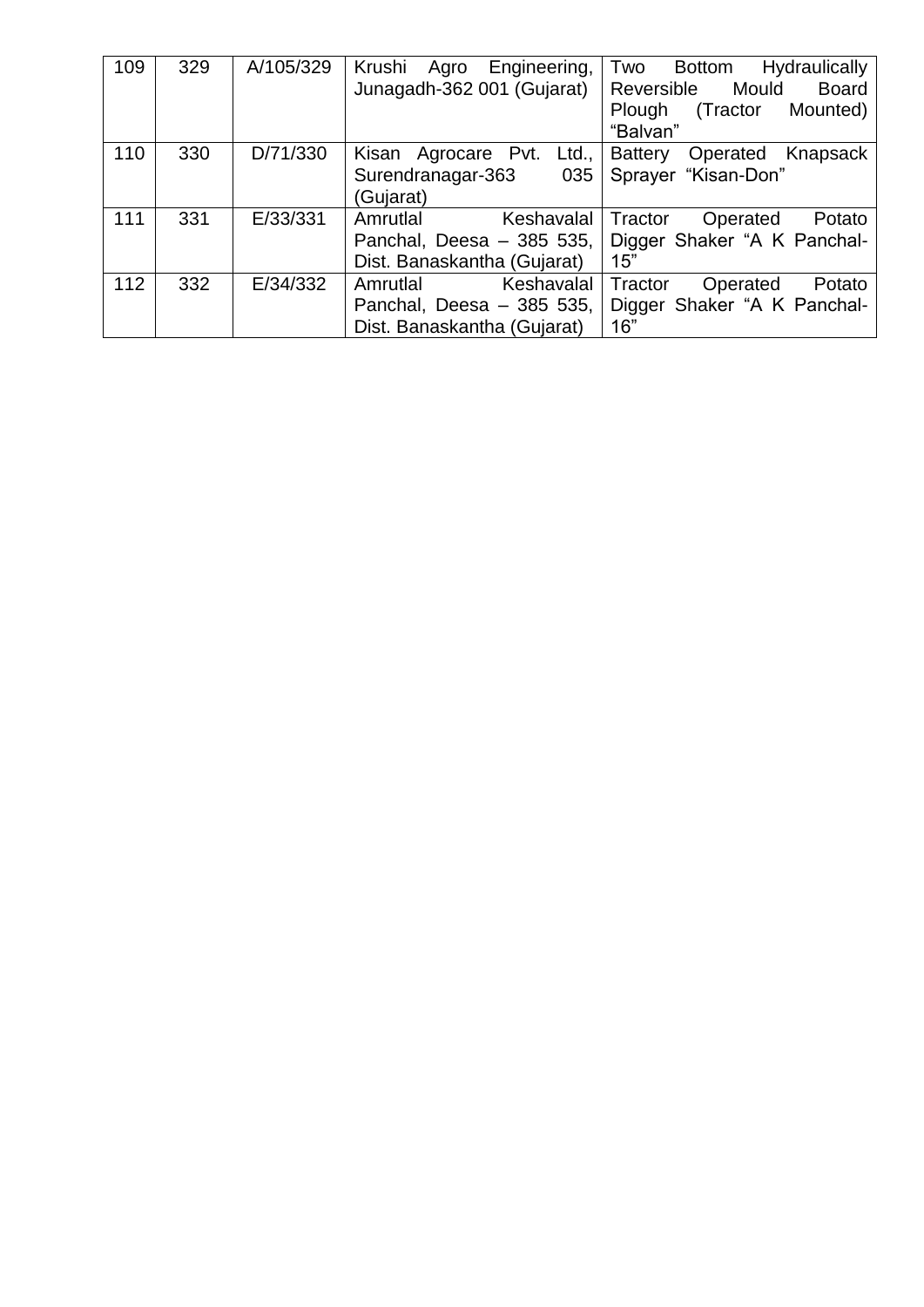| | | | | |
|---|---|---|---|---|
| 109 | 329 | A/105/329 | Krushi Agro Engineering, Junagadh-362 001 (Gujarat) | Two Bottom Hydraulically Reversible Mould Board Plough (Tractor Mounted) "Balvan" |
| 110 | 330 | D/71/330 | Kisan Agrocare Pvt. Ltd., Surendranagar-363 035 (Gujarat) | Battery Operated Knapsack Sprayer "Kisan-Don" |
| 111 | 331 | E/33/331 | Amrutlal Keshavalal Panchal, Deesa – 385 535, Dist. Banaskantha (Gujarat) | Tractor Operated Potato Digger Shaker "A K Panchal-15" |
| 112 | 332 | E/34/332 | Amrutlal Keshavalal Panchal, Deesa – 385 535, Dist. Banaskantha (Gujarat) | Tractor Operated Potato Digger Shaker "A K Panchal-16" |